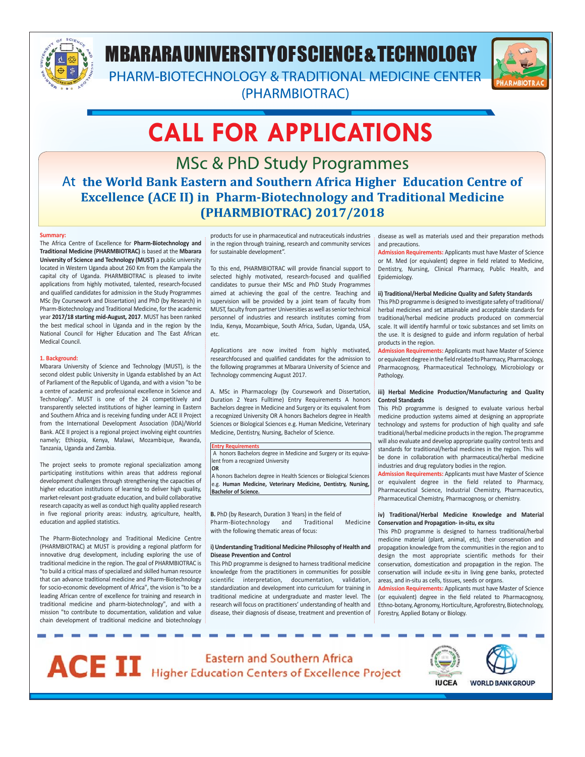# MBARARA UNIVERSITY OF SCIENCE & TECHNOLOGY

## PHARM-BIOTECHNOLOGY & TRADITIONAL MEDICINE CENTER (PHARMBIOTRAC)

# CALL FOR APPLICATIONS

## MSc & PhD Study Programmes

### At the World Bank Eastern and Southern Africa Higher Education Centre of Excellence (ACE II) in Pharm-Biotechnology and Traditional Medicine (PHARMBIOTRAC) 2017/2018

**Summary:**

The Africa Centre of Excellence for **Pharm-Biotechnology and Traditional Medicine (PHARMBIOTRAC)** is based at the **Mbarara University of Science and Technology (MUST)** a public university located in Western Uganda about 260 Km from the Kampala the capital city of Uganda. PHARMBIOTRAC is pleased to invite applications from highly motivated, talented, research-focused and qualified candidates for admission in the Study Programmes MSc (by Coursework and Dissertation) and PhD (by Research) in Pharm-Biotechnology and Traditional Medicine, for the academic year **2017/18 starting mid-August, 2017**. MUST has been ranked the best medical school in Uganda and in the region by the National Council for Higher Education and The East African Medical Council.

**1. Background:**

Mbarara University of Science and Technology (MUST), is the second oldest public University in Uganda established by an Act of Parliament of the Republic of Uganda, and with a vision "to be a centre of academic and professional excellence in Science and Technology". MUST is one of the 24 competitively and transparently selected institutions of higher learning in Eastern and Southern Africa and is receiving funding under ACE II Project from the International Development Association (IDA)/World Bank. ACE II project is a regional project involving eight countries namely; Ethiopia, Kenya, Malawi, Mozambique, Rwanda, Tanzania, Uganda and Zambia.

The project seeks to promote regional specialization among participating institutions within areas that address regional development challenges through strengthening the capacities of higher education institutions of learning to deliver high quality, market-relevant post-graduate education, and build collaborative research capacity as well as conduct high quality applied research in five regional priority areas: industry, agriculture, health, education and applied statistics.

The Pharm-Biotechnology and Traditional Medicine Centre (PHARMBIOTRAC) at MUST is providing a regional platform for innovative drug development, including exploring the use of traditional medicine in the region. The goal of PHARMBIOTRAC is "to build a critical mass of specialized and skilled human resource that can advance traditional medicine and Pharm-Biotechnology for socio-economic development of Africa", the vision is "to be a leading African centre of excellence for training and research in traditional medicine and pharm-biotechnology", and with a mission "to contribute to documentation, validation and value chain development of traditional medicine and biotechnology products for use in pharmaceutical and nutraceuticals industries in the region through training, research and community services for sustainable development".

To this end, PHARMBIOTRAC will provide financial support to selected highly motivated, research-focused and qualified candidates to pursue their MSc and PhD Study Programmes aimed at achieving the goal of the centre. Teaching and supervision will be provided by a joint team of faculty from MUST, faculty from partner Universities as well as senior technical personnel of industries and research institutes coming from India, Kenya, Mozambique, South Africa, Sudan, Uganda, USA, etc.

Applications are now invited from highly motivated, researchfocused and qualified candidates for the admission to the following programmes at Mbarara University of Science and Technology commencing August 2017.

A. MSc in Pharmacology (by Coursework and Dissertation, Duration 2 Years Fulltime) Entry Requirements A honors Bachelors degree in Medicine and Surgery or its equivalent from a recognized University OR A honors Bachelors degree in Health Sciences or Biological Sciences e.g. Human Medicine, Veterinary Medicine, Dentistry, Nursing, Bachelor of Science.

**Entry Requirements**

A honors Bachelors degree in Medicine and Surgery or its equivalent from a recognized University

**OR**

A honors Bachelors degree in Health Sciences or Biological Sciences e.g. **Human Medicine, Veterinary Medicine, Dentistry, Nursing, Bachelor of Science.**

**B.** PhD (by Research, Duration 3 Years) in the field of Pharm-Biotechnology and Traditional Medicine with the following thematic areas of focus:

**i) Understanding Traditional Medicine Philosophy of Health and Disease Prevention and Control**

This PhD programme is designed to harness traditional medicine knowledge from the practitioners in communities for possible scientific interpretation, documentation, validation, standardization and development into curriculum for training in traditional medicine at undergraduate and master level. The research will focus on practitioners' understanding of health and disease, their diagnosis of disease, treatment and prevention of disease as well as materials used and their preparation methods and precautions.

**Admission Requirements:** Applicants must have Master of Science or M. Med (or equivalent) degree in field related to Medicine, Dentistry, Nursing, Clinical Pharmacy, Public Health, and Epidemiology.

**ii) Traditional/Herbal Medicine Quality and Safety Standards**

This PhD programme is designed to investigate safety of traditional/herbal medicines and set attainable and acceptable standards for traditional/herbal medicine products produced on commercial scale. It will identify harmful or toxic substances and set limits on the use. It is designed to guide and inform regulation of herbal products in the region.

**Admission Requirements:** Applicants must have Master of Science or equivalent degree in the field related to Pharmacy, Pharmacology, Pharmacognosy, Pharmaceutical Technology, Microbiology or Pathology.

**iii) Herbal Medicine Production/Manufacturing and Quality Control Standards**

This PhD programme is designed to evaluate various herbal medicine production systems aimed at designing an appropriate technology and systems for production of high quality and safe traditional/herbal medicine products in the region. The programme will also evaluate and develop appropriate quality control tests and standards for traditional/herbal medicines in the region. This will be done in collaboration with pharmaceutical/herbal medicine industries and drug regulatory bodies in the region.

**Admission Requirements:** Applicants must have Master of Science or equivalent degree in the field related to Pharmacy, Pharmaceutical Science, Industrial Chemistry, Pharmaceutics, Pharmaceutical Chemistry, Pharmacognosy, or chemistry.

**iv) Traditional/Herbal Medicine Knowledge and Material Conservation and Propagation- in-situ, ex situ**

This PhD programme is designed to harness traditional/herbal medicine material (plant, animal, etc), their conservation and propagation knowledge from the communities in the region and to design the most appropriate scientific methods for their conservation, domestication and propagation in the region. The conservation will include ex-situ in living gene banks, protected areas, and in-situ as cells, tissues, seeds or organs.

**Admission Requirements:** Applicants must have Master of Science (or equivalent) degree in the field related to Pharmacognosy, Ethno-botany, Agronomy, Horticulture, Agroforestry, Biotechnology, Forestry, Applied Botany or Biology.

**ACE II** Eastern and Southern Africa Higher Education Centers of Excellence Project

IUCEA WORLD BANK GROUP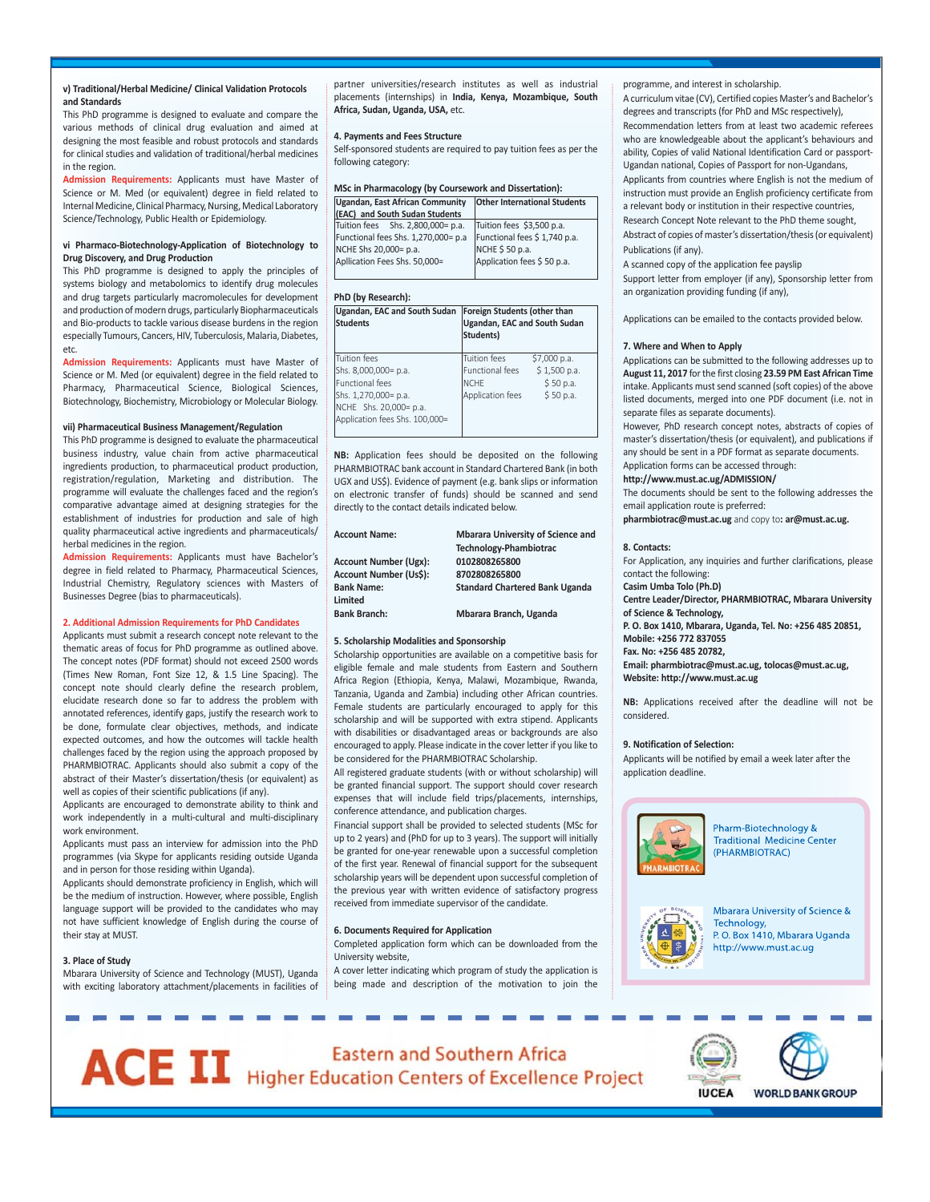**v) Traditional/Herbal Medicine/ Clinical Validation Protocols and Standards**

This PhD programme is designed to evaluate and compare the various methods of clinical drug evaluation and aimed at designing the most feasible and robust protocols and standards for clinical studies and validation of traditional/herbal medicines in the region.

**Admission Requirements:** Applicants must have Master of Science or M. Med (or equivalent) degree in field related to Internal Medicine, Clinical Pharmacy, Nursing, Medical Laboratory Science/Technology, Public Health or Epidemiology.

**vi Pharmaco-Biotechnology-Application of Biotechnology to Drug Discovery, and Drug Production**

This PhD programme is designed to apply the principles of systems biology and metabolomics to identify drug molecules and drug targets particularly macromolecules for development and production of modern drugs, particularly Biopharmaceuticals and Bio-products to tackle various disease burdens in the region especially Tumours, Cancers, HIV, Tuberculosis, Malaria, Diabetes, etc.

**Admission Requirements:** Applicants must have Master of Science or M. Med (or equivalent) degree in the field related to Pharmacy, Pharmaceutical Science, Biological Sciences, Biotechnology, Biochemistry, Microbiology or Molecular Biology.

**vii) Pharmaceutical Business Management/Regulation**

This PhD programme is designed to evaluate the pharmaceutical business industry, value chain from active pharmaceutical ingredients production, to pharmaceutical product production, registration/regulation, Marketing and distribution. The programme will evaluate the challenges faced and the region's comparative advantage aimed at designing strategies for the establishment of industries for production and sale of high quality pharmaceutical active ingredients and pharmaceuticals/ herbal medicines in the region.

**Admission Requirements:** Applicants must have Bachelor's degree in field related to Pharmacy, Pharmaceutical Sciences, Industrial Chemistry, Regulatory sciences with Masters of Businesses Degree (bias to pharmaceuticals).

### 2. Additional Admission Requirements for PhD Candidates

Applicants must submit a research concept note relevant to the thematic areas of focus for PhD programme as outlined above. The concept notes (PDF format) should not exceed 2500 words (Times New Roman, Font Size 12, & 1.5 Line Spacing). The concept note should clearly define the research problem, elucidate research done so far to address the problem with annotated references, identify gaps, justify the research work to be done, formulate clear objectives, methods, and indicate expected outcomes, and how the outcomes will tackle health challenges faced by the region using the approach proposed by PHARMBIOTRAC. Applicants should also submit a copy of the abstract of their Master's dissertation/thesis (or equivalent) as well as copies of their scientific publications (if any).

Applicants are encouraged to demonstrate ability to think and work independently in a multi-cultural and multi-disciplinary work environment.

Applicants must pass an interview for admission into the PhD programmes (via Skype for applicants residing outside Uganda and in person for those residing within Uganda).

Applicants should demonstrate proficiency in English, which will be the medium of instruction. However, where possible, English language support will be provided to the candidates who may not have sufficient knowledge of English during the course of their stay at MUST.

### 3. Place of Study

Mbarara University of Science and Technology (MUST), Uganda with exciting laboratory attachment/placements in facilities of partner universities/research institutes as well as industrial placements (internships) in **India, Kenya, Mozambique, South Africa, Sudan, Uganda, USA,** etc.

### 4. Payments and Fees Structure

Self-sponsored students are required to pay tuition fees as per the following category:

**MSc in Pharmacology (by Coursework and Dissertation):**

| Ugandan, East African Community (EAC) and South Sudan Students | Other International Students |
|---|---|
| Tuition fees Shs. 2,800,000= p.a.<br>Functional fees Shs. 1,270,000= p.a<br>NCHE Shs 20,000= p.a.<br>Apllication Fees Shs. 50,000= | Tuition fees $3,500 p.a.<br>Functional fees $ 1,740 p.a.<br>NCHE $ 50 p.a.<br>Application fees $ 50 p.a. |

**PhD (by Research):**

| Ugandan, EAC and South Sudan Students | Foreign Students (other than Ugandan, EAC and South Sudan Students) |
|---|---|
| Tuition fees<br>Shs. 8,000,000= p.a.<br>Functional fees<br>Shs. 1,270,000= p.a.<br>NCHE Shs. 20,000= p.a.<br>Application fees Shs. 100,000= | Tuition fees $7,000 p.a.<br>Functional fees $ 1,500 p.a.<br>NCHE $ 50 p.a.<br>Application fees $ 50 p.a. |

**NB:** Application fees should be deposited on the following PHARMBIOTRAC bank account in Standard Chartered Bank (in both UGX and US$). Evidence of payment (e.g. bank slips or information on electronic transfer of funds) should be scanned and send directly to the contact details included below.

| | |
|---|---|
| **Account Name:** | **Mbarara University of Science and Technology-Phambiotrac** |
| **Account Number (Ugx):** | **0102808265800** |
| **Account Number (Us$):** | **8702808265800** |
| **Bank Name:** | **Standard Chartered Bank Uganda Limited** |
| **Bank Branch:** | **Mbarara Branch, Uganda** |

### 5. Scholarship Modalities and Sponsorship

Scholarship opportunities are available on a competitive basis for eligible female and male students from Eastern and Southern Africa Region (Ethiopia, Kenya, Malawi, Mozambique, Rwanda, Tanzania, Uganda and Zambia) including other African countries. Female students are particularly encouraged to apply for this scholarship and will be supported with extra stipend. Applicants with disabilities or disadvantaged areas or backgrounds are also encouraged to apply. Please indicate in the cover letter if you like to be considered for the PHARMBIOTRAC Scholarship.

All registered graduate students (with or without scholarship) will be granted financial support. The support should cover research expenses that will include field trips/placements, internships, conference attendance, and publication charges.

Financial support shall be provided to selected students (MSc for up to 2 years) and (PhD for up to 3 years). The support will initially be granted for one-year renewable upon a successful completion of the first year. Renewal of financial support for the subsequent scholarship years will be dependent upon successful completion of the previous year with written evidence of satisfactory progress received from immediate supervisor of the candidate.

### 6. Documents Required for Application

Completed application form which can be downloaded from the University website,

A cover letter indicating which program of study the application is being made and description of the motivation to join the programme, and interest in scholarship.

A curriculum vitae (CV), Certified copies Master's and Bachelor's degrees and transcripts (for PhD and MSc respectively),

Recommendation letters from at least two academic referees who are knowledgeable about the applicant's behaviours and ability, Copies of valid National Identification Card or passport-Ugandan national, Copies of Passport for non-Ugandans,

Applicants from countries where English is not the medium of instruction must provide an English proficiency certificate from a relevant body or institution in their respective countries,

Research Concept Note relevant to the PhD theme sought,

Abstract of copies of master's dissertation/thesis (or equivalent)

Publications (if any).

A scanned copy of the application fee payslip

Support letter from employer (if any), Sponsorship letter from an organization providing funding (if any),

Applications can be emailed to the contacts provided below.

### 7. Where and When to Apply

Applications can be submitted to the following addresses up to **August 11, 2017** for the first closing **23.59 PM East African Time** intake. Applicants must send scanned (soft copies) of the above listed documents, merged into one PDF document (i.e. not in separate files as separate documents).

However, PhD research concept notes, abstracts of copies of master's dissertation/thesis (or equivalent), and publications if any should be sent in a PDF format as separate documents.

Application forms can be accessed through:

**http://www.must.ac.ug/ADMISSION/**

The documents should be sent to the following addresses the email application route is preferred:

**pharmbiotrac@must.ac.ug** and copy to**: ar@must.ac.ug.**

### 8. Contacts:

For Application, any inquiries and further clarifications, please contact the following:

**Casim Umba Tolo (Ph.D)**
**Centre Leader/Director, PHARMBIOTRAC, Mbarara University of Science & Technology,**
**P. O. Box 1410, Mbarara, Uganda, Tel. No: +256 485 20851,**
**Mobile: +256 772 837055**
**Fax. No: +256 485 20782,**
**Email: pharmbiotrac@must.ac.ug, tolocas@must.ac.ug,**
**Website: http://www.must.ac.ug**

**NB:** Applications received after the deadline will not be considered.

### 9. Notification of Selection:

Applicants will be notified by email a week later after the application deadline.

Pharm-Biotechnology & Traditional Medicine Center (PHARMBIOTRAC)

Mbarara University of Science & Technology,
P. O. Box 1410, Mbarara Uganda
http://www.must.ac.ug

ACE II Eastern and Southern Africa Higher Education Centers of Excellence Project

IUCEA WORLD BANK GROUP